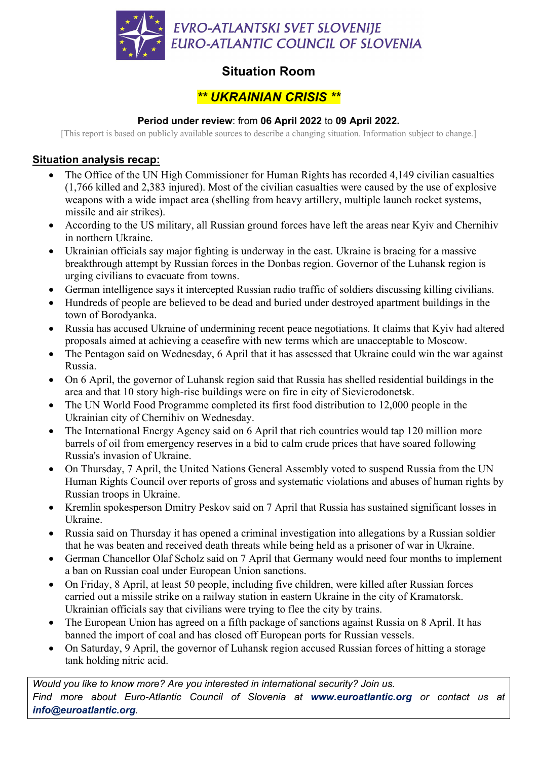EVRO-ATLANTSKI SVET SLOVENIJE
EURO-ATLANTIC COUNCIL OF SLOVENIA

# Situation Room

## *** UKRAINIAN CRISIS ***

**Period under review**: from **06 April 2022** to **09 April 2022.**

[This report is based on publicly available sources to describe a changing situation. Information subject to change.]

### Situation analysis recap:

- The Office of the UN High Commissioner for Human Rights has recorded 4,149 civilian casualties (1,766 killed and 2,383 injured). Most of the civilian casualties were caused by the use of explosive weapons with a wide impact area (shelling from heavy artillery, multiple launch rocket systems, missile and air strikes).
- According to the US military, all Russian ground forces have left the areas near Kyiv and Chernihiv in northern Ukraine.
- Ukrainian officials say major fighting is underway in the east. Ukraine is bracing for a massive breakthrough attempt by Russian forces in the Donbas region. Governor of the Luhansk region is urging civilians to evacuate from towns.
- German intelligence says it intercepted Russian radio traffic of soldiers discussing killing civilians.
- Hundreds of people are believed to be dead and buried under destroyed apartment buildings in the town of Borodyanka.
- Russia has accused Ukraine of undermining recent peace negotiations. It claims that Kyiv had altered proposals aimed at achieving a ceasefire with new terms which are unacceptable to Moscow.
- The Pentagon said on Wednesday, 6 April that it has assessed that Ukraine could win the war against Russia.
- On 6 April, the governor of Luhansk region said that Russia has shelled residential buildings in the area and that 10 story high-rise buildings were on fire in city of Sievierodonetsk.
- The UN World Food Programme completed its first food distribution to 12,000 people in the Ukrainian city of Chernihiv on Wednesday.
- The International Energy Agency said on 6 April that rich countries would tap 120 million more barrels of oil from emergency reserves in a bid to calm crude prices that have soared following Russia's invasion of Ukraine.
- On Thursday, 7 April, the United Nations General Assembly voted to suspend Russia from the UN Human Rights Council over reports of gross and systematic violations and abuses of human rights by Russian troops in Ukraine.
- Kremlin spokesperson Dmitry Peskov said on 7 April that Russia has sustained significant losses in Ukraine.
- Russia said on Thursday it has opened a criminal investigation into allegations by a Russian soldier that he was beaten and received death threats while being held as a prisoner of war in Ukraine.
- German Chancellor Olaf Scholz said on 7 April that Germany would need four months to implement a ban on Russian coal under European Union sanctions.
- On Friday, 8 April, at least 50 people, including five children, were killed after Russian forces carried out a missile strike on a railway station in eastern Ukraine in the city of Kramatorsk. Ukrainian officials say that civilians were trying to flee the city by trains.
- The European Union has agreed on a fifth package of sanctions against Russia on 8 April. It has banned the import of coal and has closed off European ports for Russian vessels.
- On Saturday, 9 April, the governor of Luhansk region accused Russian forces of hitting a storage tank holding nitric acid.

*Would you like to know more? Are you interested in international security? Join us.*
*Find more about Euro-Atlantic Council of Slovenia at* ***www.euroatlantic.org*** *or contact us at* ***info@euroatlantic.org****.*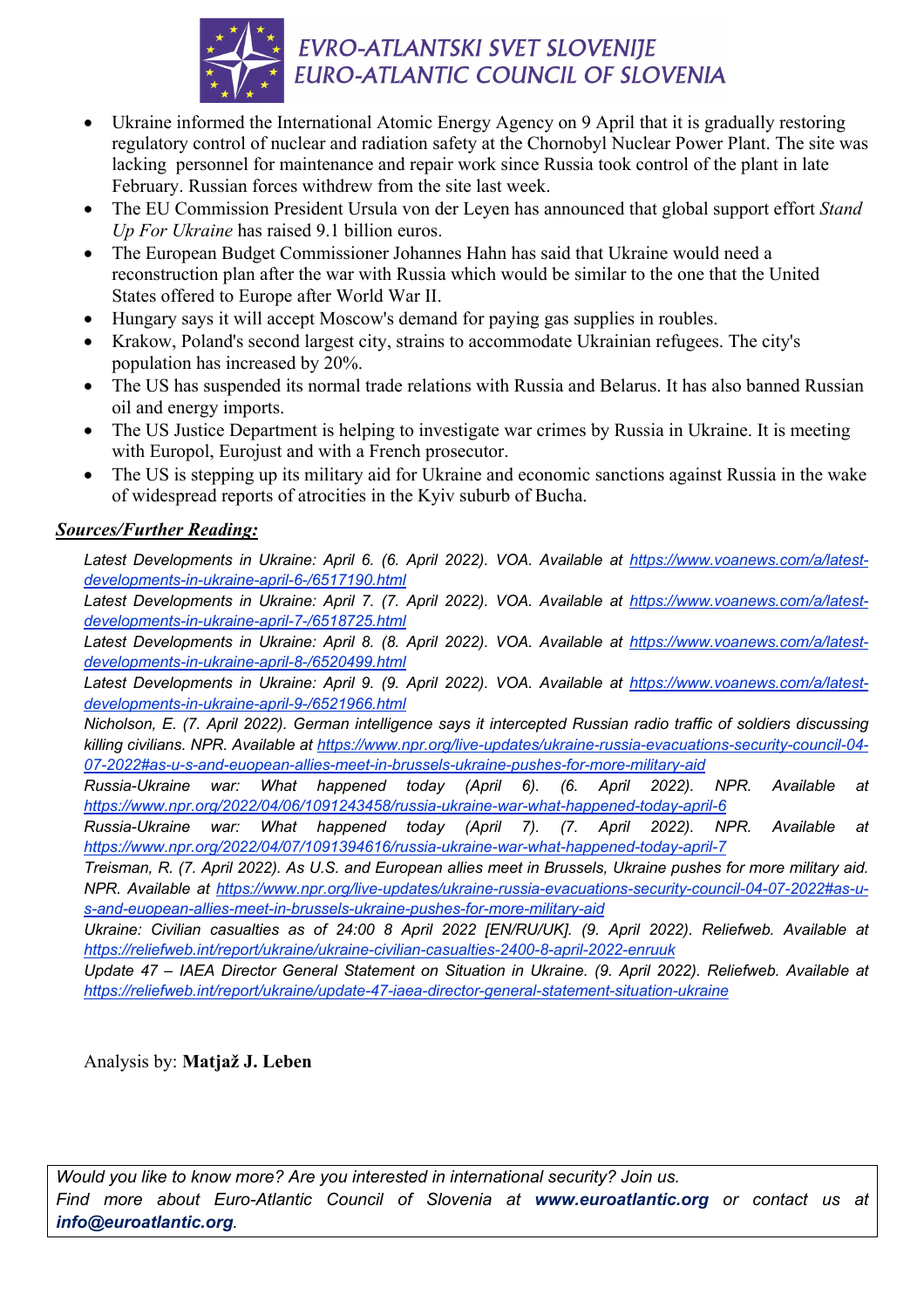- Ukraine informed the International Atomic Energy Agency on 9 April that it is gradually restoring regulatory control of nuclear and radiation safety at the Chornobyl Nuclear Power Plant. The site was lacking personnel for maintenance and repair work since Russia took control of the plant in late February. Russian forces withdrew from the site last week.
- The EU Commission President Ursula von der Leyen has announced that global support effort *Stand Up For Ukraine* has raised 9.1 billion euros.
- The European Budget Commissioner Johannes Hahn has said that Ukraine would need a reconstruction plan after the war with Russia which would be similar to the one that the United States offered to Europe after World War II.
- Hungary says it will accept Moscow's demand for paying gas supplies in roubles.
- Krakow, Poland's second largest city, strains to accommodate Ukrainian refugees. The city's population has increased by 20%.
- The US has suspended its normal trade relations with Russia and Belarus. It has also banned Russian oil and energy imports.
- The US Justice Department is helping to investigate war crimes by Russia in Ukraine. It is meeting with Europol, Eurojust and with a French prosecutor.
- The US is stepping up its military aid for Ukraine and economic sanctions against Russia in the wake of widespread reports of atrocities in the Kyiv suburb of Bucha.

***Sources/Further Reading:***

*Latest Developments in Ukraine: April 6. (6. April 2022). VOA. Available at https://www.voanews.com/a/latest-developments-in-ukraine-april-6-/6517190.html*

*Latest Developments in Ukraine: April 7. (7. April 2022). VOA. Available at https://www.voanews.com/a/latest-developments-in-ukraine-april-7-/6518725.html*

*Latest Developments in Ukraine: April 8. (8. April 2022). VOA. Available at https://www.voanews.com/a/latest-developments-in-ukraine-april-8-/6520499.html*

*Latest Developments in Ukraine: April 9. (9. April 2022). VOA. Available at https://www.voanews.com/a/latest-developments-in-ukraine-april-9-/6521966.html*

*Nicholson, E. (7. April 2022). German intelligence says it intercepted Russian radio traffic of soldiers discussing killing civilians. NPR. Available at https://www.npr.org/live-updates/ukraine-russia-evacuations-security-council-04-07-2022#as-u-s-and-euopean-allies-meet-in-brussels-ukraine-pushes-for-more-military-aid*

*Russia-Ukraine war: What happened today (April 6). (6. April 2022). NPR. Available at https://www.npr.org/2022/04/06/1091243458/russia-ukraine-war-what-happened-today-april-6*

*Russia-Ukraine war: What happened today (April 7). (7. April 2022). NPR. Available at https://www.npr.org/2022/04/07/1091394616/russia-ukraine-war-what-happened-today-april-7*

*Treisman, R. (7. April 2022). As U.S. and European allies meet in Brussels, Ukraine pushes for more military aid. NPR. Available at https://www.npr.org/live-updates/ukraine-russia-evacuations-security-council-04-07-2022#as-u-s-and-euopean-allies-meet-in-brussels-ukraine-pushes-for-more-military-aid*

*Ukraine: Civilian casualties as of 24:00 8 April 2022 [EN/RU/UK]. (9. April 2022). Reliefweb. Available at https://reliefweb.int/report/ukraine/ukraine-civilian-casualties-2400-8-april-2022-enruuk*

*Update 47 – IAEA Director General Statement on Situation in Ukraine. (9. April 2022). Reliefweb. Available at https://reliefweb.int/report/ukraine/update-47-iaea-director-general-statement-situation-ukraine*

Analysis by: **Matjaž J. Leben**

*Would you like to know more? Are you interested in international security? Join us.*
*Find more about Euro-Atlantic Council of Slovenia at* ***www.euroatlantic.org*** *or contact us at* ***info@euroatlantic.org****.*